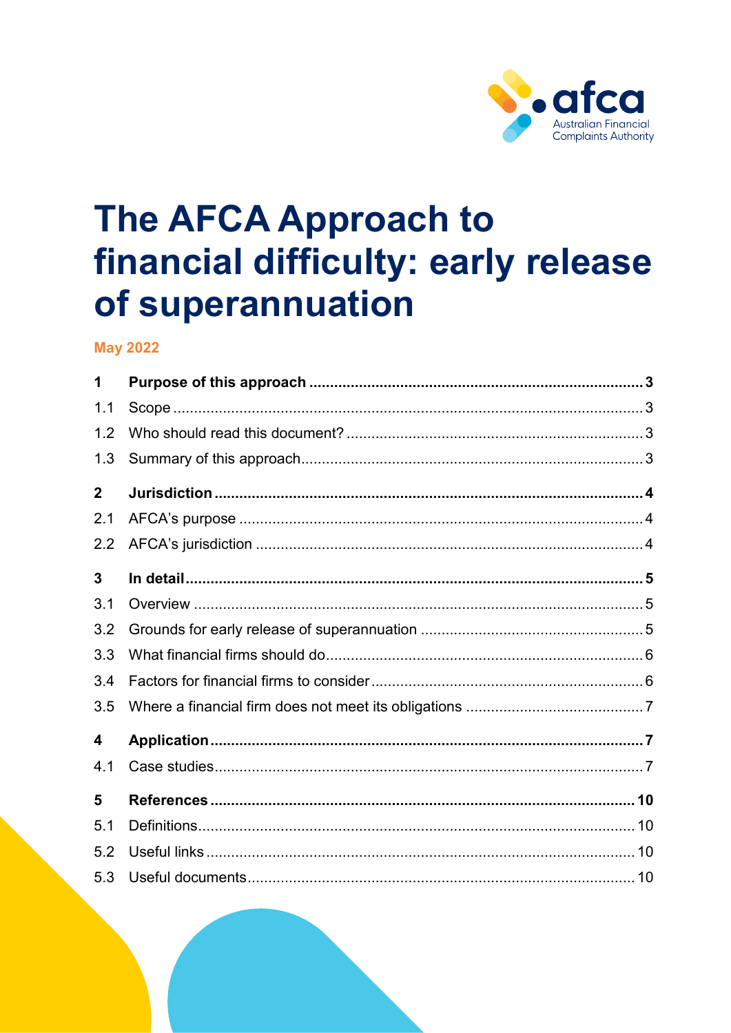afca
Australian Financial Complaints Authority

# The AFCA Approach to financial difficulty: early release of superannuation

**May 2022**

| | | |
|---|---|---|
| **1** | **Purpose of this approach** | **3** |
| 1.1 | Scope | 3 |
| 1.2 | Who should read this document? | 3 |
| 1.3 | Summary of this approach | 3 |
| **2** | **Jurisdiction** | **4** |
| 2.1 | AFCA's purpose | 4 |
| 2.2 | AFCA's jurisdiction | 4 |
| **3** | **In detail** | **5** |
| 3.1 | Overview | 5 |
| 3.2 | Grounds for early release of superannuation | 5 |
| 3.3 | What financial firms should do | 6 |
| 3.4 | Factors for financial firms to consider | 6 |
| 3.5 | Where a financial firm does not meet its obligations | 7 |
| **4** | **Application** | **7** |
| 4.1 | Case studies | 7 |
| **5** | **References** | **10** |
| 5.1 | Definitions | 10 |
| 5.2 | Useful links | 10 |
| 5.3 | Useful documents | 10 |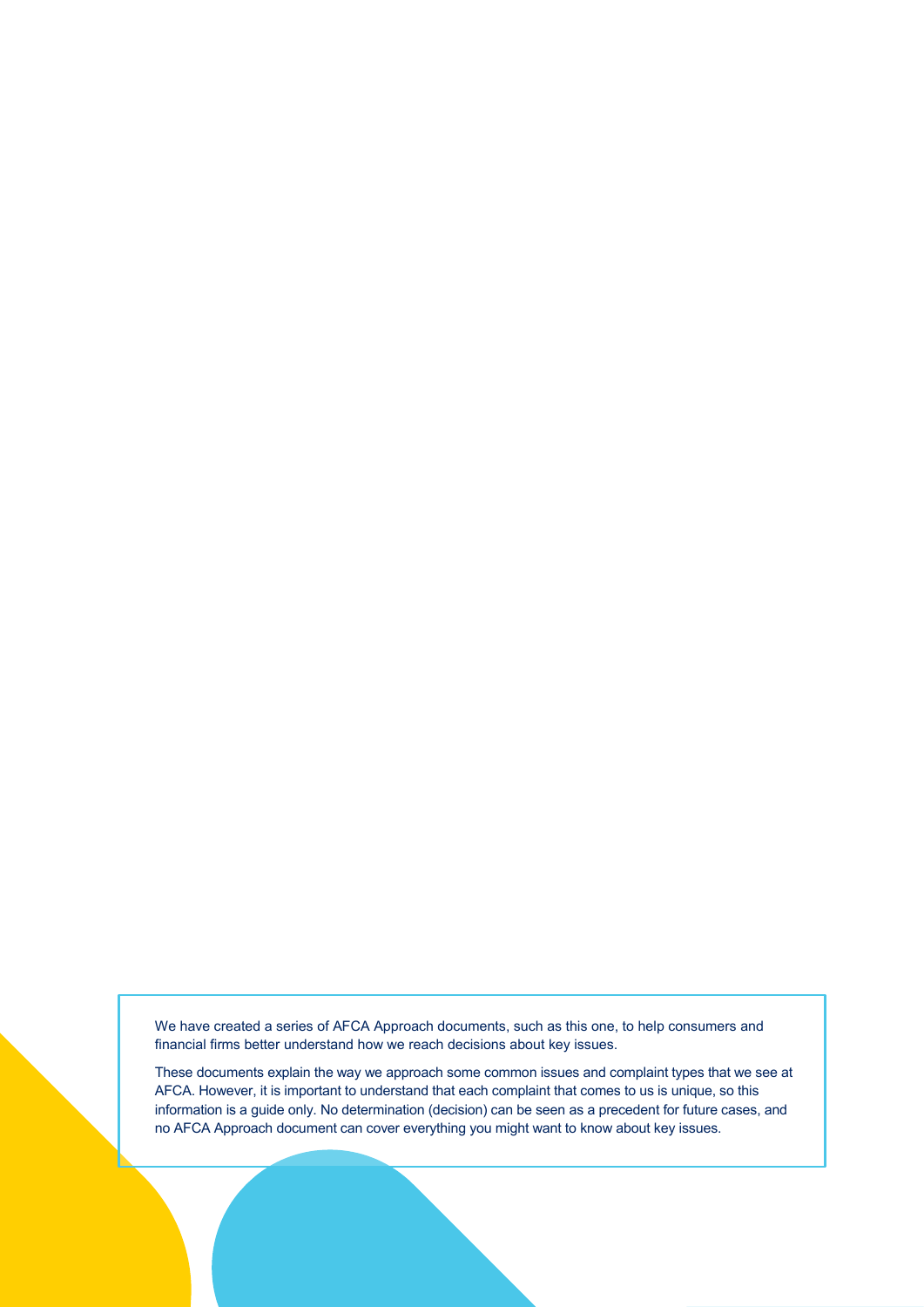We have created a series of AFCA Approach documents, such as this one, to help consumers and financial firms better understand how we reach decisions about key issues.

These documents explain the way we approach some common issues and complaint types that we see at AFCA. However, it is important to understand that each complaint that comes to us is unique, so this information is a guide only. No determination (decision) can be seen as a precedent for future cases, and no AFCA Approach document can cover everything you might want to know about key issues.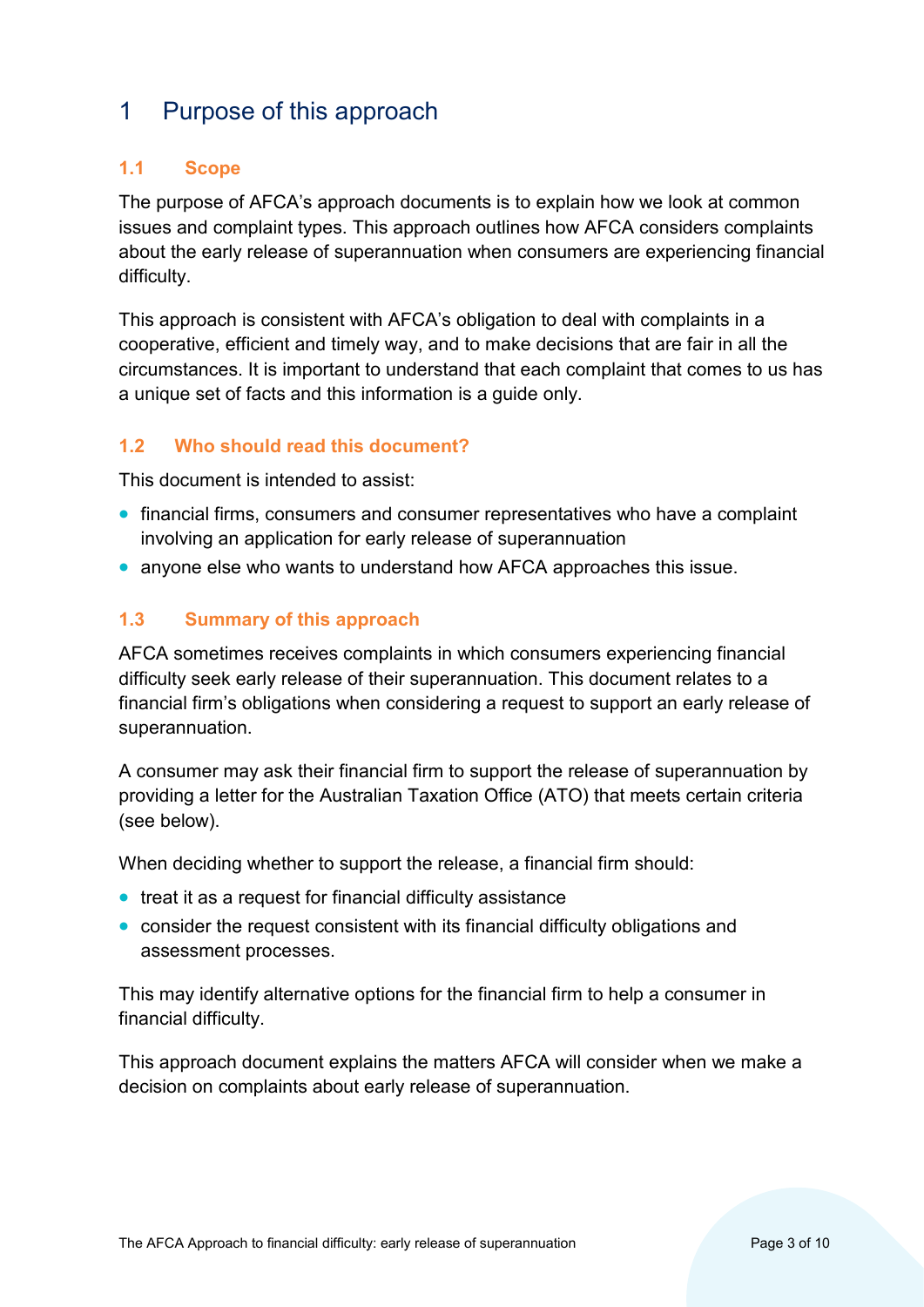# 1 Purpose of this approach

## 1.1 Scope

The purpose of AFCA's approach documents is to explain how we look at common issues and complaint types. This approach outlines how AFCA considers complaints about the early release of superannuation when consumers are experiencing financial difficulty.

This approach is consistent with AFCA's obligation to deal with complaints in a cooperative, efficient and timely way, and to make decisions that are fair in all the circumstances. It is important to understand that each complaint that comes to us has a unique set of facts and this information is a guide only.

## 1.2 Who should read this document?

This document is intended to assist:

- financial firms, consumers and consumer representatives who have a complaint involving an application for early release of superannuation
- anyone else who wants to understand how AFCA approaches this issue.

## 1.3 Summary of this approach

AFCA sometimes receives complaints in which consumers experiencing financial difficulty seek early release of their superannuation. This document relates to a financial firm's obligations when considering a request to support an early release of superannuation.

A consumer may ask their financial firm to support the release of superannuation by providing a letter for the Australian Taxation Office (ATO) that meets certain criteria (see below).

When deciding whether to support the release, a financial firm should:

- treat it as a request for financial difficulty assistance
- consider the request consistent with its financial difficulty obligations and assessment processes.

This may identify alternative options for the financial firm to help a consumer in financial difficulty.

This approach document explains the matters AFCA will consider when we make a decision on complaints about early release of superannuation.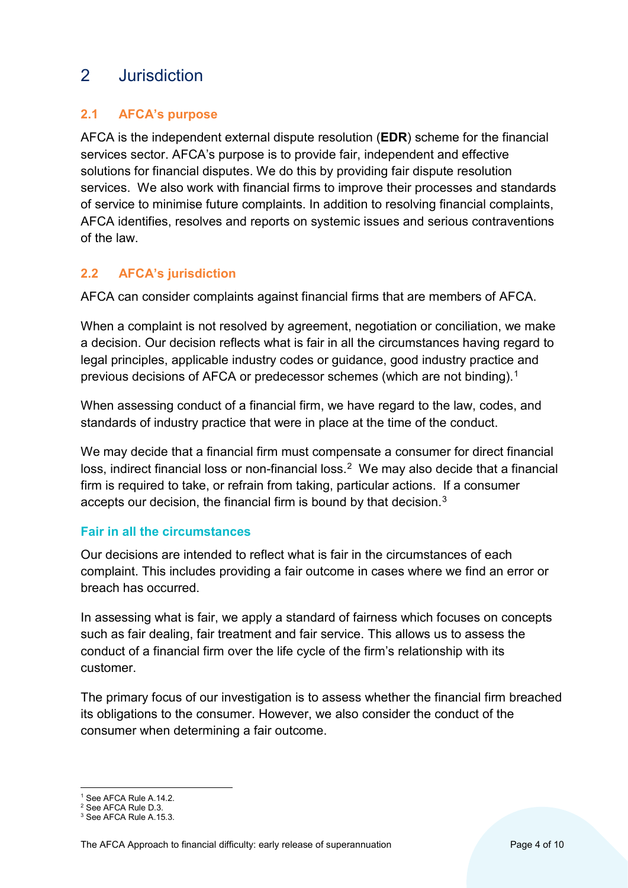# 2 Jurisdiction

## 2.1 AFCA's purpose

AFCA is the independent external dispute resolution (**EDR**) scheme for the financial services sector. AFCA's purpose is to provide fair, independent and effective solutions for financial disputes. We do this by providing fair dispute resolution services. We also work with financial firms to improve their processes and standards of service to minimise future complaints. In addition to resolving financial complaints, AFCA identifies, resolves and reports on systemic issues and serious contraventions of the law.

## 2.2 AFCA's jurisdiction

AFCA can consider complaints against financial firms that are members of AFCA.

When a complaint is not resolved by agreement, negotiation or conciliation, we make a decision. Our decision reflects what is fair in all the circumstances having regard to legal principles, applicable industry codes or guidance, good industry practice and previous decisions of AFCA or predecessor schemes (which are not binding).[1]

When assessing conduct of a financial firm, we have regard to the law, codes, and standards of industry practice that were in place at the time of the conduct.

We may decide that a financial firm must compensate a consumer for direct financial loss, indirect financial loss or non-financial loss.[2] We may also decide that a financial firm is required to take, or refrain from taking, particular actions. If a consumer accepts our decision, the financial firm is bound by that decision.[3]

### Fair in all the circumstances

Our decisions are intended to reflect what is fair in the circumstances of each complaint. This includes providing a fair outcome in cases where we find an error or breach has occurred.

In assessing what is fair, we apply a standard of fairness which focuses on concepts such as fair dealing, fair treatment and fair service. This allows us to assess the conduct of a financial firm over the life cycle of the firm's relationship with its customer.

The primary focus of our investigation is to assess whether the financial firm breached its obligations to the consumer. However, we also consider the conduct of the consumer when determining a fair outcome.

---

[1] See AFCA Rule A.14.2.
[2] See AFCA Rule D.3.
[3] See AFCA Rule A.15.3.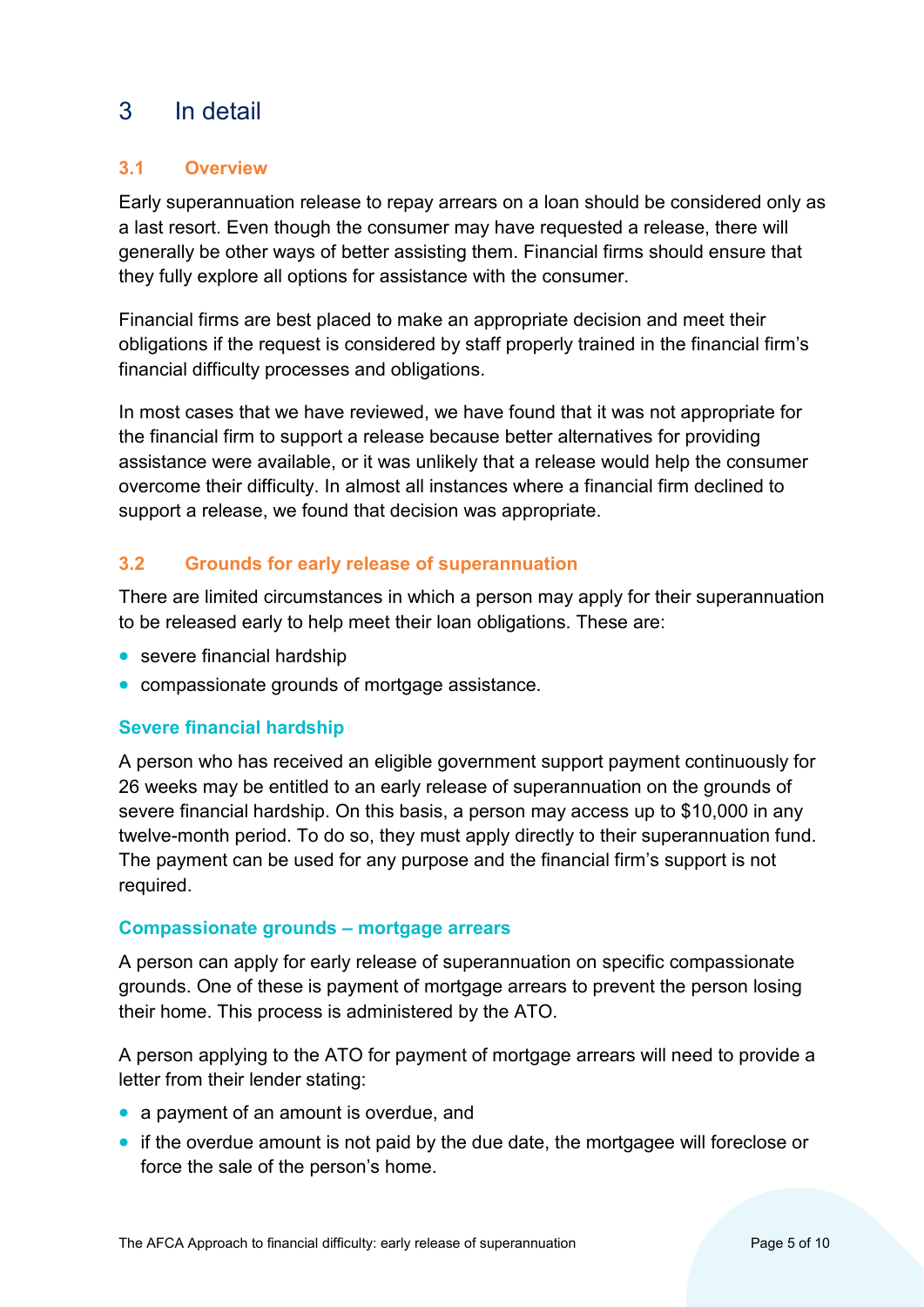# 3 In detail

## 3.1 Overview

Early superannuation release to repay arrears on a loan should be considered only as a last resort. Even though the consumer may have requested a release, there will generally be other ways of better assisting them. Financial firms should ensure that they fully explore all options for assistance with the consumer.

Financial firms are best placed to make an appropriate decision and meet their obligations if the request is considered by staff properly trained in the financial firm's financial difficulty processes and obligations.

In most cases that we have reviewed, we have found that it was not appropriate for the financial firm to support a release because better alternatives for providing assistance were available, or it was unlikely that a release would help the consumer overcome their difficulty. In almost all instances where a financial firm declined to support a release, we found that decision was appropriate.

## 3.2 Grounds for early release of superannuation

There are limited circumstances in which a person may apply for their superannuation to be released early to help meet their loan obligations. These are:

- severe financial hardship
- compassionate grounds of mortgage assistance.

### Severe financial hardship

A person who has received an eligible government support payment continuously for 26 weeks may be entitled to an early release of superannuation on the grounds of severe financial hardship. On this basis, a person may access up to $10,000 in any twelve-month period. To do so, they must apply directly to their superannuation fund. The payment can be used for any purpose and the financial firm's support is not required.

### Compassionate grounds – mortgage arrears

A person can apply for early release of superannuation on specific compassionate grounds. One of these is payment of mortgage arrears to prevent the person losing their home. This process is administered by the ATO.

A person applying to the ATO for payment of mortgage arrears will need to provide a letter from their lender stating:

- a payment of an amount is overdue, and
- if the overdue amount is not paid by the due date, the mortgagee will foreclose or force the sale of the person's home.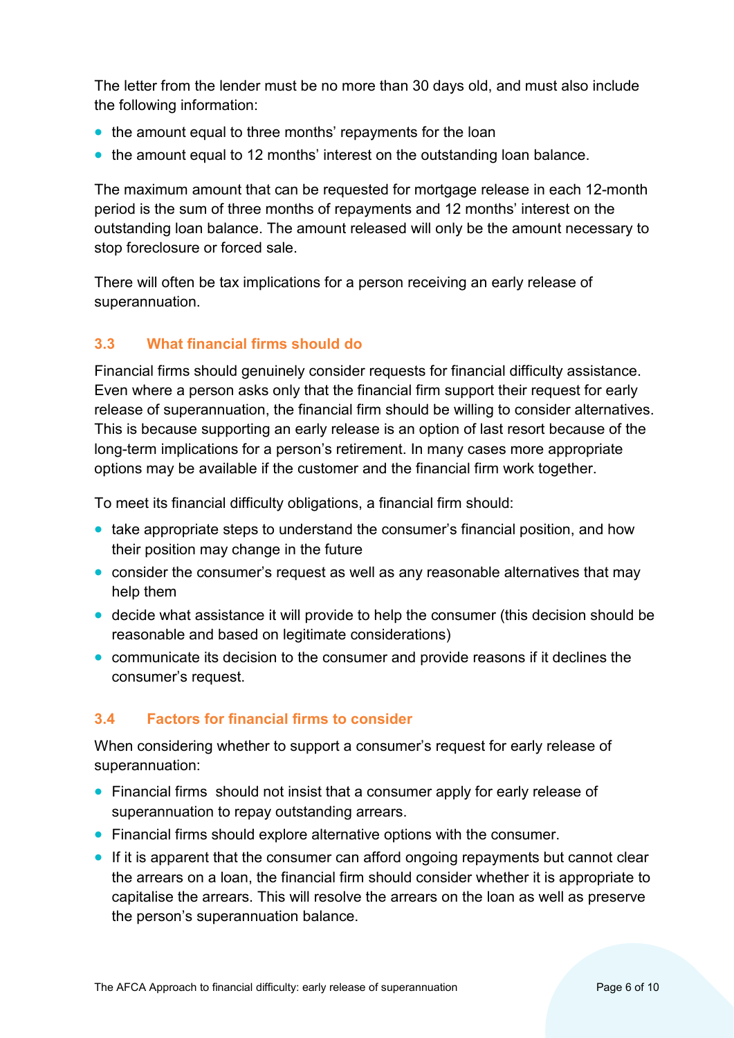The letter from the lender must be no more than 30 days old, and must also include the following information:

- the amount equal to three months' repayments for the loan
- the amount equal to 12 months' interest on the outstanding loan balance.

The maximum amount that can be requested for mortgage release in each 12-month period is the sum of three months of repayments and 12 months' interest on the outstanding loan balance. The amount released will only be the amount necessary to stop foreclosure or forced sale.

There will often be tax implications for a person receiving an early release of superannuation.

### 3.3 What financial firms should do

Financial firms should genuinely consider requests for financial difficulty assistance. Even where a person asks only that the financial firm support their request for early release of superannuation, the financial firm should be willing to consider alternatives. This is because supporting an early release is an option of last resort because of the long-term implications for a person's retirement. In many cases more appropriate options may be available if the customer and the financial firm work together.

To meet its financial difficulty obligations, a financial firm should:

- take appropriate steps to understand the consumer's financial position, and how their position may change in the future
- consider the consumer's request as well as any reasonable alternatives that may help them
- decide what assistance it will provide to help the consumer (this decision should be reasonable and based on legitimate considerations)
- communicate its decision to the consumer and provide reasons if it declines the consumer's request.

### 3.4 Factors for financial firms to consider

When considering whether to support a consumer's request for early release of superannuation:

- Financial firms should not insist that a consumer apply for early release of superannuation to repay outstanding arrears.
- Financial firms should explore alternative options with the consumer.
- If it is apparent that the consumer can afford ongoing repayments but cannot clear the arrears on a loan, the financial firm should consider whether it is appropriate to capitalise the arrears. This will resolve the arrears on the loan as well as preserve the person's superannuation balance.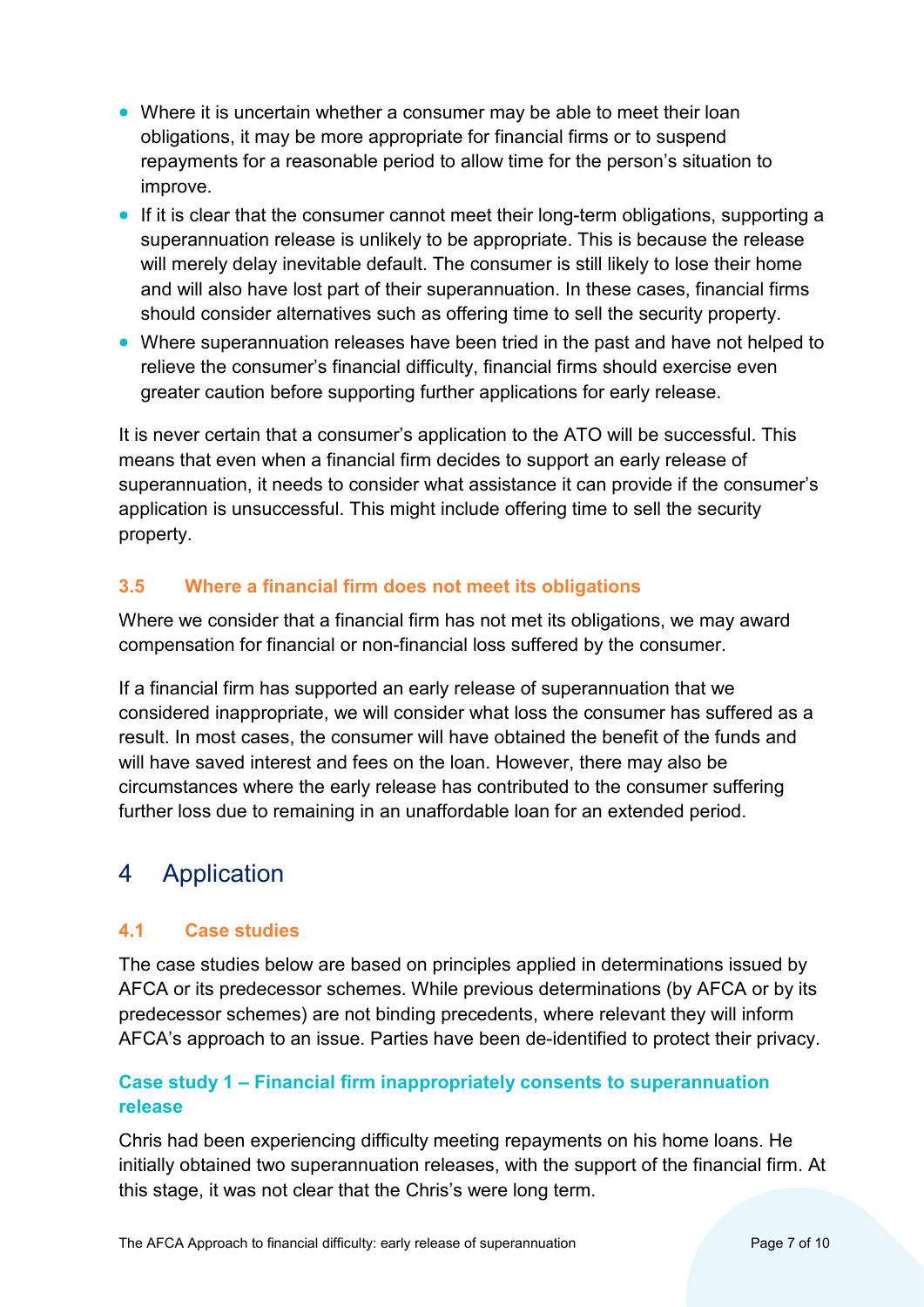- Where it is uncertain whether a consumer may be able to meet their loan obligations, it may be more appropriate for financial firms or to suspend repayments for a reasonable period to allow time for the person's situation to improve.
- If it is clear that the consumer cannot meet their long-term obligations, supporting a superannuation release is unlikely to be appropriate. This is because the release will merely delay inevitable default. The consumer is still likely to lose their home and will also have lost part of their superannuation. In these cases, financial firms should consider alternatives such as offering time to sell the security property.
- Where superannuation releases have been tried in the past and have not helped to relieve the consumer's financial difficulty, financial firms should exercise even greater caution before supporting further applications for early release.

It is never certain that a consumer's application to the ATO will be successful. This means that even when a financial firm decides to support an early release of superannuation, it needs to consider what assistance it can provide if the consumer's application is unsuccessful. This might include offering time to sell the security property.

### 3.5 Where a financial firm does not meet its obligations

Where we consider that a financial firm has not met its obligations, we may award compensation for financial or non-financial loss suffered by the consumer.

If a financial firm has supported an early release of superannuation that we considered inappropriate, we will consider what loss the consumer has suffered as a result. In most cases, the consumer will have obtained the benefit of the funds and will have saved interest and fees on the loan. However, there may also be circumstances where the early release has contributed to the consumer suffering further loss due to remaining in an unaffordable loan for an extended period.

## 4 Application

### 4.1 Case studies

The case studies below are based on principles applied in determinations issued by AFCA or its predecessor schemes. While previous determinations (by AFCA or by its predecessor schemes) are not binding precedents, where relevant they will inform AFCA's approach to an issue. Parties have been de-identified to protect their privacy.

#### Case study 1 – Financial firm inappropriately consents to superannuation release

Chris had been experiencing difficulty meeting repayments on his home loans. He initially obtained two superannuation releases, with the support of the financial firm. At this stage, it was not clear that the Chris's were long term.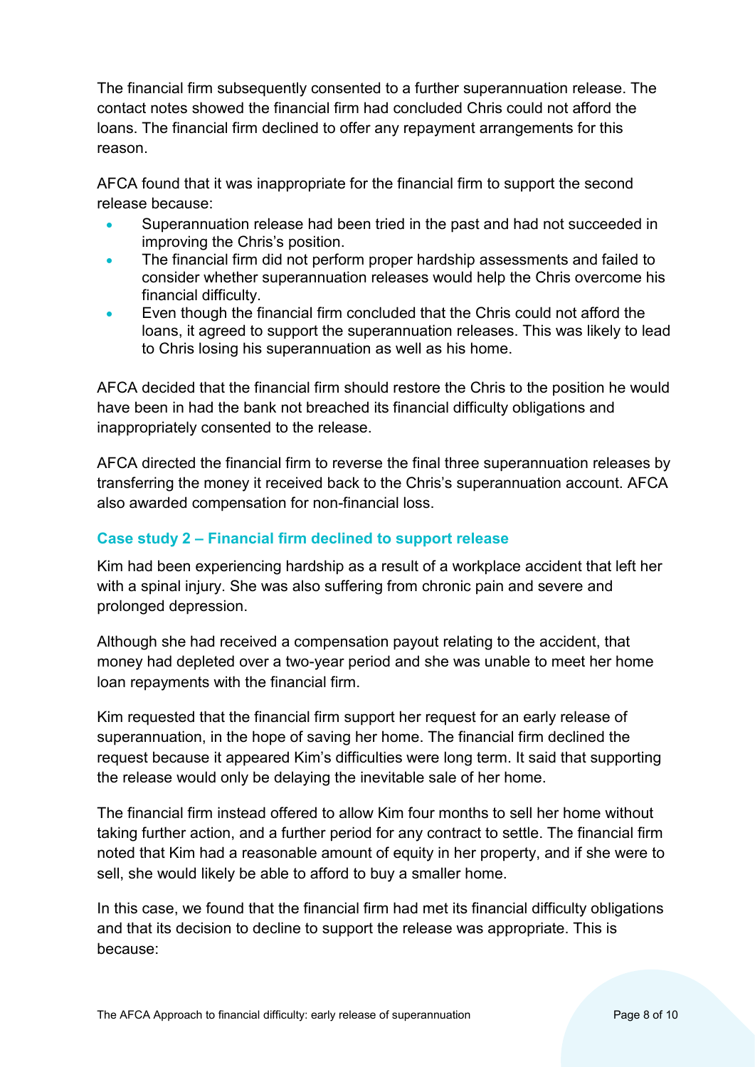The financial firm subsequently consented to a further superannuation release. The contact notes showed the financial firm had concluded Chris could not afford the loans. The financial firm declined to offer any repayment arrangements for this reason.

AFCA found that it was inappropriate for the financial firm to support the second release because:

- Superannuation release had been tried in the past and had not succeeded in improving the Chris's position.
- The financial firm did not perform proper hardship assessments and failed to consider whether superannuation releases would help the Chris overcome his financial difficulty.
- Even though the financial firm concluded that the Chris could not afford the loans, it agreed to support the superannuation releases. This was likely to lead to Chris losing his superannuation as well as his home.

AFCA decided that the financial firm should restore the Chris to the position he would have been in had the bank not breached its financial difficulty obligations and inappropriately consented to the release.

AFCA directed the financial firm to reverse the final three superannuation releases by transferring the money it received back to the Chris's superannuation account. AFCA also awarded compensation for non-financial loss.

### Case study 2 – Financial firm declined to support release

Kim had been experiencing hardship as a result of a workplace accident that left her with a spinal injury. She was also suffering from chronic pain and severe and prolonged depression.

Although she had received a compensation payout relating to the accident, that money had depleted over a two-year period and she was unable to meet her home loan repayments with the financial firm.

Kim requested that the financial firm support her request for an early release of superannuation, in the hope of saving her home. The financial firm declined the request because it appeared Kim's difficulties were long term. It said that supporting the release would only be delaying the inevitable sale of her home.

The financial firm instead offered to allow Kim four months to sell her home without taking further action, and a further period for any contract to settle. The financial firm noted that Kim had a reasonable amount of equity in her property, and if she were to sell, she would likely be able to afford to buy a smaller home.

In this case, we found that the financial firm had met its financial difficulty obligations and that its decision to decline to support the release was appropriate. This is because: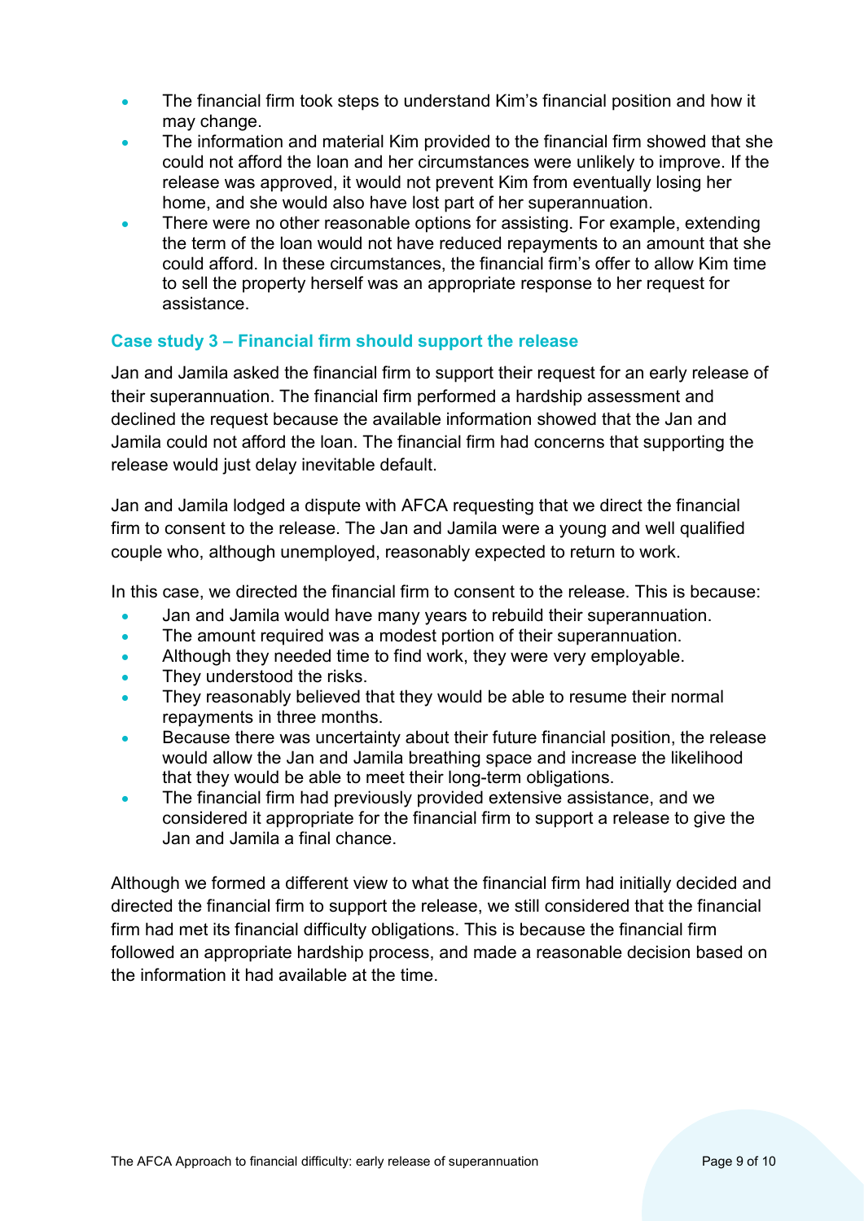- The financial firm took steps to understand Kim's financial position and how it may change.
- The information and material Kim provided to the financial firm showed that she could not afford the loan and her circumstances were unlikely to improve. If the release was approved, it would not prevent Kim from eventually losing her home, and she would also have lost part of her superannuation.
- There were no other reasonable options for assisting. For example, extending the term of the loan would not have reduced repayments to an amount that she could afford. In these circumstances, the financial firm's offer to allow Kim time to sell the property herself was an appropriate response to her request for assistance.

### Case study 3 – Financial firm should support the release

Jan and Jamila asked the financial firm to support their request for an early release of their superannuation. The financial firm performed a hardship assessment and declined the request because the available information showed that the Jan and Jamila could not afford the loan. The financial firm had concerns that supporting the release would just delay inevitable default.

Jan and Jamila lodged a dispute with AFCA requesting that we direct the financial firm to consent to the release. The Jan and Jamila were a young and well qualified couple who, although unemployed, reasonably expected to return to work.

In this case, we directed the financial firm to consent to the release. This is because:

- Jan and Jamila would have many years to rebuild their superannuation.
- The amount required was a modest portion of their superannuation.
- Although they needed time to find work, they were very employable.
- They understood the risks.
- They reasonably believed that they would be able to resume their normal repayments in three months.
- Because there was uncertainty about their future financial position, the release would allow the Jan and Jamila breathing space and increase the likelihood that they would be able to meet their long-term obligations.
- The financial firm had previously provided extensive assistance, and we considered it appropriate for the financial firm to support a release to give the Jan and Jamila a final chance.

Although we formed a different view to what the financial firm had initially decided and directed the financial firm to support the release, we still considered that the financial firm had met its financial difficulty obligations. This is because the financial firm followed an appropriate hardship process, and made a reasonable decision based on the information it had available at the time.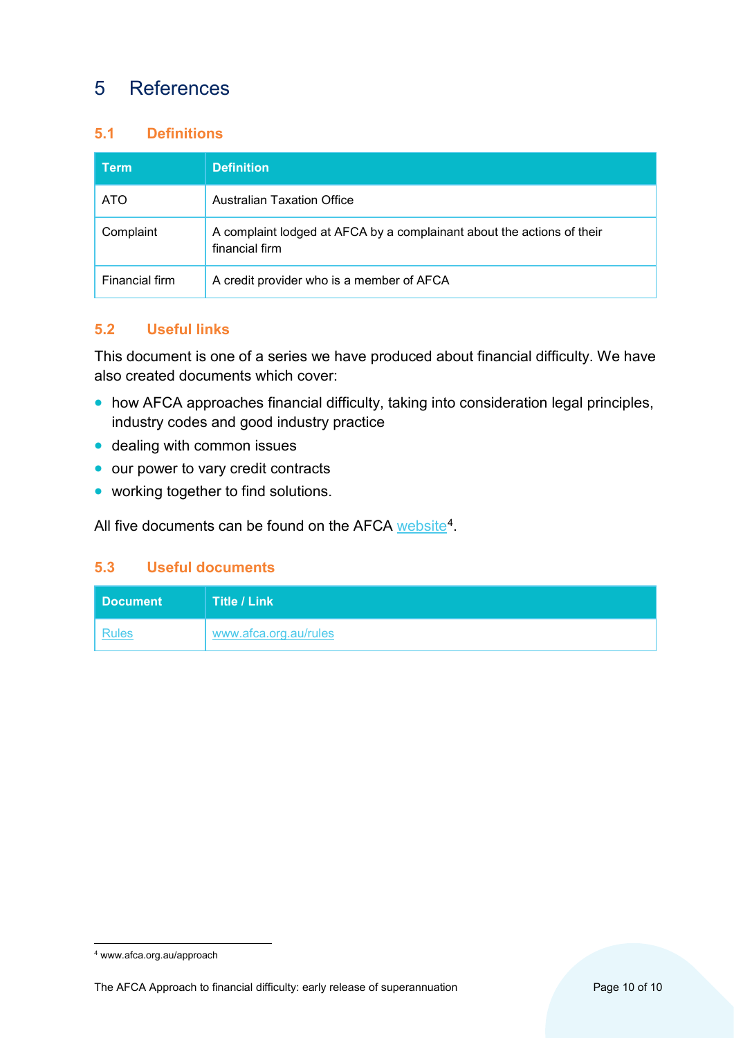# 5 References

## 5.1 Definitions

| Term | Definition |
| --- | --- |
| ATO | Australian Taxation Office |
| Complaint | A complaint lodged at AFCA by a complainant about the actions of their financial firm |
| Financial firm | A credit provider who is a member of AFCA |

## 5.2 Useful links

This document is one of a series we have produced about financial difficulty. We have also created documents which cover:

- how AFCA approaches financial difficulty, taking into consideration legal principles, industry codes and good industry practice
- dealing with common issues
- our power to vary credit contracts
- working together to find solutions.

All five documents can be found on the AFCA website[4].

## 5.3 Useful documents

| Document | Title / Link |
| --- | --- |
| Rules | www.afca.org.au/rules |

[4] www.afca.org.au/approach